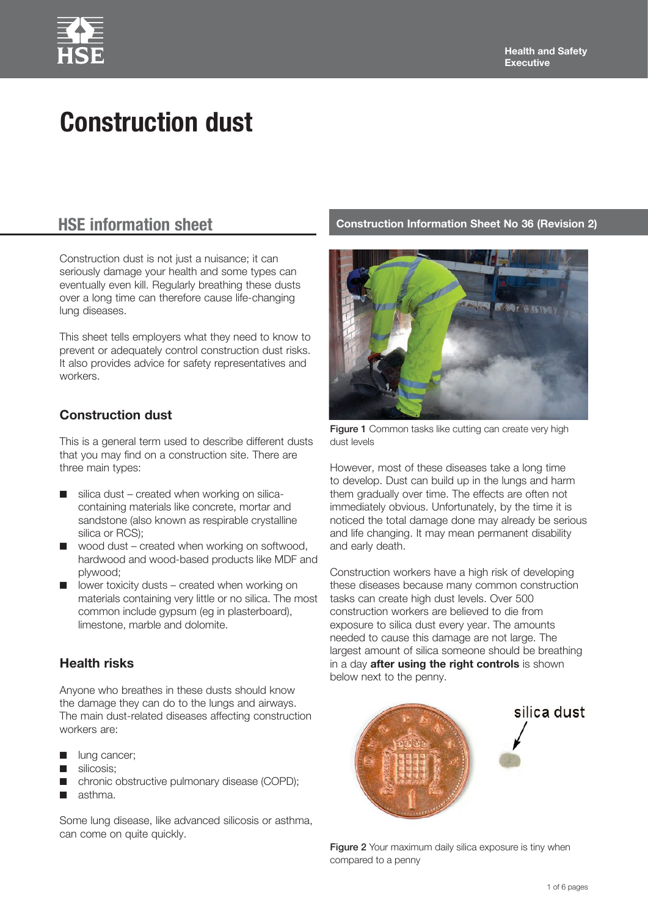# Construction dust

## HSE information sheet

**Construction Information Sheet No 36 (Revision 2)**

Construction dust is not just a nuisance; it can seriously damage your health and some types can eventually even kill. Regularly breathing these dusts over a long time can therefore cause life-changing lung diseases.

This sheet tells employers what they need to know to prevent or adequately control construction dust risks. It also provides advice for safety representatives and workers.

### Construction dust

This is a general term used to describe different dusts that you may find on a construction site. There are three main types:

- silica dust – created when working on silica-containing materials like concrete, mortar and sandstone (also known as respirable crystalline silica or RCS);
- wood dust – created when working on softwood, hardwood and wood-based products like MDF and plywood;
- lower toxicity dusts – created when working on materials containing very little or no silica. The most common include gypsum (eg in plasterboard), limestone, marble and dolomite.

### Health risks

Anyone who breathes in these dusts should know the damage they can do to the lungs and airways. The main dust-related diseases affecting construction workers are:

- lung cancer;
- silicosis;
- chronic obstructive pulmonary disease (COPD);
- asthma.

Some lung disease, like advanced silicosis or asthma, can come on quite quickly.

**Figure 1** Common tasks like cutting can create very high dust levels

However, most of these diseases take a long time to develop. Dust can build up in the lungs and harm them gradually over time. The effects are often not immediately obvious. Unfortunately, by the time it is noticed the total damage done may already be serious and life changing. It may mean permanent disability and early death.

Construction workers have a high risk of developing these diseases because many common construction tasks can create high dust levels. Over 500 construction workers are believed to die from exposure to silica dust every year. The amounts needed to cause this damage are not large. The largest amount of silica someone should be breathing in a day **after using the right controls** is shown below next to the penny.

silica dust

**Figure 2** Your maximum daily silica exposure is tiny when compared to a penny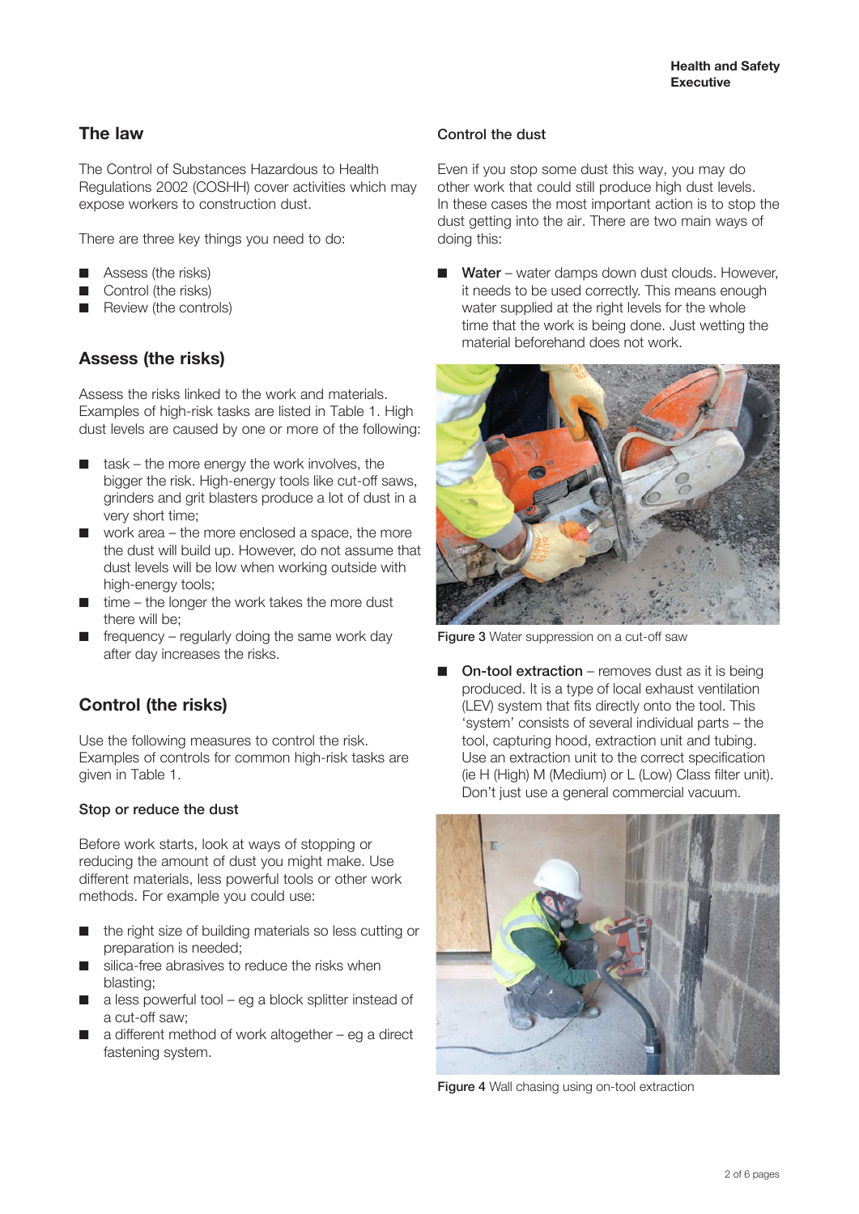## The law

The Control of Substances Hazardous to Health Regulations 2002 (COSHH) cover activities which may expose workers to construction dust.

There are three key things you need to do:

- Assess (the risks)
- Control (the risks)
- Review (the controls)

## Assess (the risks)

Assess the risks linked to the work and materials. Examples of high-risk tasks are listed in Table 1. High dust levels are caused by one or more of the following:

- task – the more energy the work involves, the bigger the risk. High-energy tools like cut-off saws, grinders and grit blasters produce a lot of dust in a very short time;
- work area – the more enclosed a space, the more the dust will build up. However, do not assume that dust levels will be low when working outside with high-energy tools;
- time – the longer the work takes the more dust there will be;
- frequency – regularly doing the same work day after day increases the risks.

## Control (the risks)

Use the following measures to control the risk. Examples of controls for common high-risk tasks are given in Table 1.

### Stop or reduce the dust

Before work starts, look at ways of stopping or reducing the amount of dust you might make. Use different materials, less powerful tools or other work methods. For example you could use:

- the right size of building materials so less cutting or preparation is needed;
- silica-free abrasives to reduce the risks when blasting;
- a less powerful tool – eg a block splitter instead of a cut-off saw;
- a different method of work altogether – eg a direct fastening system.

### Control the dust

Even if you stop some dust this way, you may do other work that could still produce high dust levels. In these cases the most important action is to stop the dust getting into the air. There are two main ways of doing this:

- **Water** – water damps down dust clouds. However, it needs to be used correctly. This means enough water supplied at the right levels for the whole time that the work is being done. Just wetting the material beforehand does not work.

**Figure 3** Water suppression on a cut-off saw

- **On-tool extraction** – removes dust as it is being produced. It is a type of local exhaust ventilation (LEV) system that fits directly onto the tool. This 'system' consists of several individual parts – the tool, capturing hood, extraction unit and tubing. Use an extraction unit to the correct specification (ie H (High) M (Medium) or L (Low) Class filter unit). Don't just use a general commercial vacuum.

**Figure 4** Wall chasing using on-tool extraction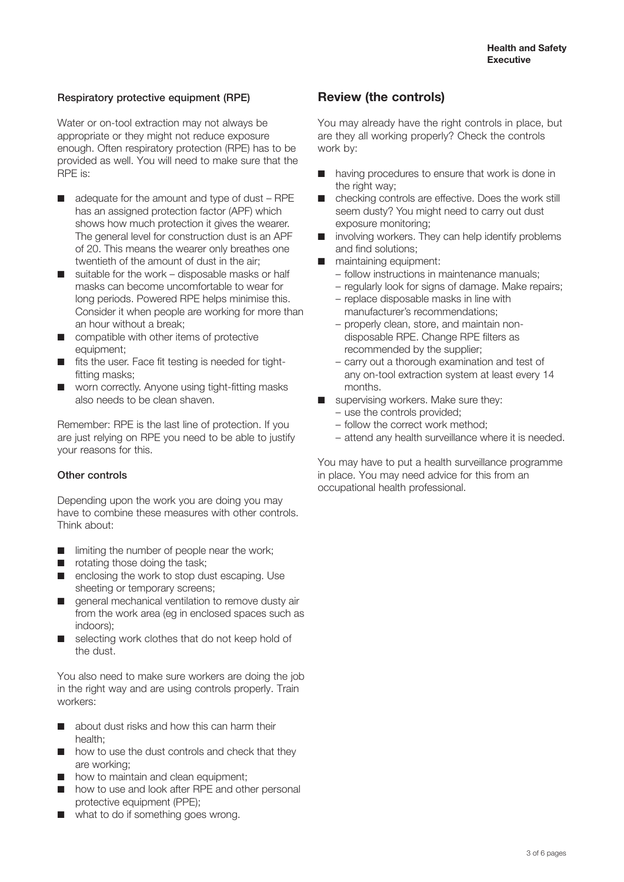### Respiratory protective equipment (RPE)

Water or on-tool extraction may not always be appropriate or they might not reduce exposure enough. Often respiratory protection (RPE) has to be provided as well. You will need to make sure that the RPE is:

- adequate for the amount and type of dust – RPE has an assigned protection factor (APF) which shows how much protection it gives the wearer. The general level for construction dust is an APF of 20. This means the wearer only breathes one twentieth of the amount of dust in the air;
- suitable for the work – disposable masks or half masks can become uncomfortable to wear for long periods. Powered RPE helps minimise this. Consider it when people are working for more than an hour without a break;
- compatible with other items of protective equipment;
- fits the user. Face fit testing is needed for tight-fitting masks;
- worn correctly. Anyone using tight-fitting masks also needs to be clean shaven.

Remember: RPE is the last line of protection. If you are just relying on RPE you need to be able to justify your reasons for this.

### Other controls

Depending upon the work you are doing you may have to combine these measures with other controls. Think about:

- limiting the number of people near the work;
- rotating those doing the task;
- enclosing the work to stop dust escaping. Use sheeting or temporary screens;
- general mechanical ventilation to remove dusty air from the work area (eg in enclosed spaces such as indoors);
- selecting work clothes that do not keep hold of the dust.

You also need to make sure workers are doing the job in the right way and are using controls properly. Train workers:

- about dust risks and how this can harm their health;
- how to use the dust controls and check that they are working;
- how to maintain and clean equipment;
- how to use and look after RPE and other personal protective equipment (PPE);
- what to do if something goes wrong.

## Review (the controls)

You may already have the right controls in place, but are they all working properly? Check the controls work by:

- having procedures to ensure that work is done in the right way;
- checking controls are effective. Does the work still seem dusty? You might need to carry out dust exposure monitoring;
- involving workers. They can help identify problems and find solutions;
- maintaining equipment:
  - follow instructions in maintenance manuals;
  - regularly look for signs of damage. Make repairs;
  - replace disposable masks in line with manufacturer's recommendations;
  - properly clean, store, and maintain non-disposable RPE. Change RPE filters as recommended by the supplier;
  - carry out a thorough examination and test of any on-tool extraction system at least every 14 months.
- supervising workers. Make sure they:
  - use the controls provided;
  - follow the correct work method;
  - attend any health surveillance where it is needed.

You may have to put a health surveillance programme in place. You may need advice for this from an occupational health professional.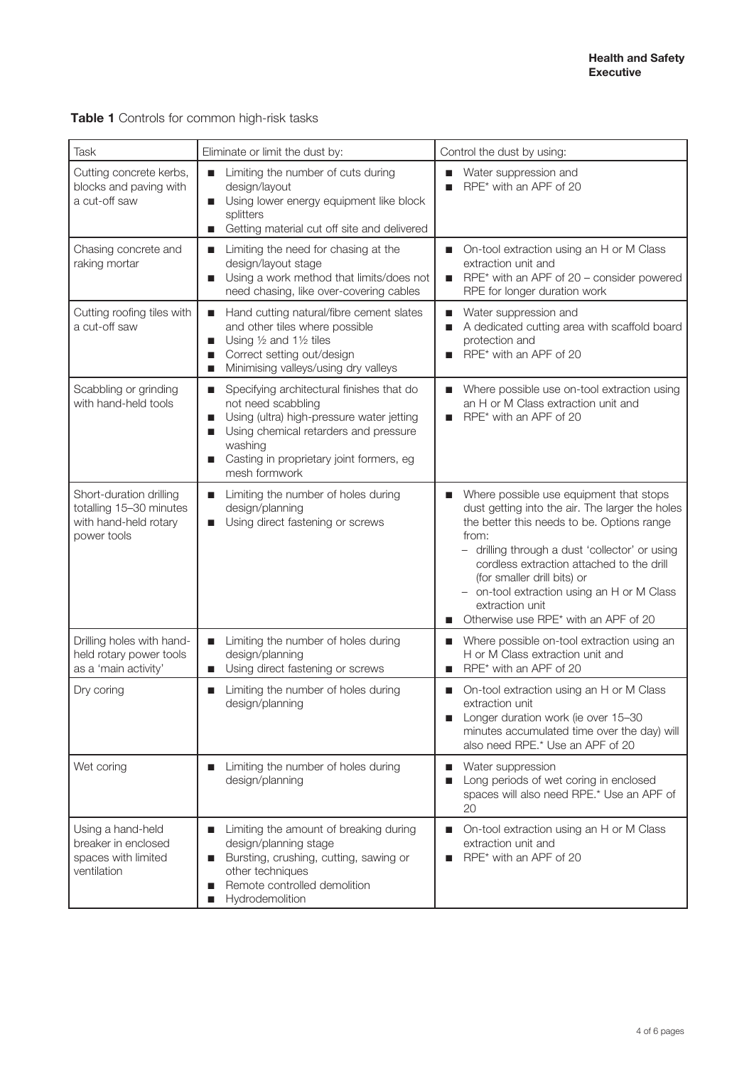**Table 1** Controls for common high-risk tasks

| Task | Eliminate or limit the dust by: | Control the dust by using: |
|---|---|---|
| Cutting concrete kerbs, blocks and paving with a cut-off saw | ■ Limiting the number of cuts during design/layout<br>■ Using lower energy equipment like block splitters<br>■ Getting material cut off site and delivered | ■ Water suppression and<br>■ RPE* with an APF of 20 |
| Chasing concrete and raking mortar | ■ Limiting the need for chasing at the design/layout stage<br>■ Using a work method that limits/does not need chasing, like over-covering cables | ■ On-tool extraction using an H or M Class extraction unit and<br>■ RPE* with an APF of 20 – consider powered RPE for longer duration work |
| Cutting roofing tiles with a cut-off saw | ■ Hand cutting natural/fibre cement slates and other tiles where possible<br>■ Using ½ and 1½ tiles<br>■ Correct setting out/design<br>■ Minimising valleys/using dry valleys | ■ Water suppression and<br>■ A dedicated cutting area with scaffold board protection and<br>■ RPE* with an APF of 20 |
| Scabbling or grinding with hand-held tools | ■ Specifying architectural finishes that do not need scabbling<br>■ Using (ultra) high-pressure water jetting<br>■ Using chemical retarders and pressure washing<br>■ Casting in proprietary joint formers, eg mesh formwork | ■ Where possible use on-tool extraction using an H or M Class extraction unit and<br>■ RPE* with an APF of 20 |
| Short-duration drilling totalling 15–30 minutes with hand-held rotary power tools | ■ Limiting the number of holes during design/planning<br>■ Using direct fastening or screws | ■ Where possible use equipment that stops dust getting into the air. The larger the holes the better this needs to be. Options range from:<br>– drilling through a dust 'collector' or using cordless extraction attached to the drill (for smaller drill bits) or<br>– on-tool extraction using an H or M Class extraction unit<br>■ Otherwise use RPE* with an APF of 20 |
| Drilling holes with hand-held rotary power tools as a 'main activity' | ■ Limiting the number of holes during design/planning<br>■ Using direct fastening or screws | ■ Where possible on-tool extraction using an H or M Class extraction unit and<br>■ RPE* with an APF of 20 |
| Dry coring | ■ Limiting the number of holes during design/planning | ■ On-tool extraction using an H or M Class extraction unit<br>■ Longer duration work (ie over 15–30 minutes accumulated time over the day) will also need RPE.* Use an APF of 20 |
| Wet coring | ■ Limiting the number of holes during design/planning | ■ Water suppression<br>■ Long periods of wet coring in enclosed spaces will also need RPE.* Use an APF of 20 |
| Using a hand-held breaker in enclosed spaces with limited ventilation | ■ Limiting the amount of breaking during design/planning stage<br>■ Bursting, crushing, cutting, sawing or other techniques<br>■ Remote controlled demolition<br>■ Hydrodemolition | ■ On-tool extraction using an H or M Class extraction unit and<br>■ RPE* with an APF of 20 |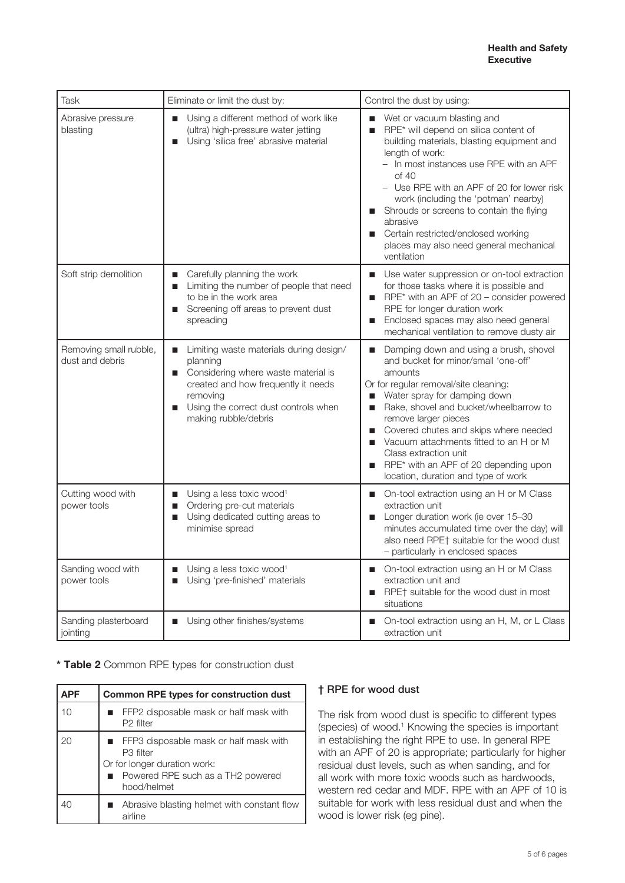| Task | Eliminate or limit the dust by: | Control the dust by using: |
|---|---|---|
| Abrasive pressure blasting | ■ Using a different method of work like (ultra) high-pressure water jetting<br>■ Using 'silica free' abrasive material | ■ Wet or vacuum blasting and<br>■ RPE* will depend on silica content of building materials, blasting equipment and length of work:<br>– In most instances use RPE with an APF of 40<br>– Use RPE with an APF of 20 for lower risk work (including the 'potman' nearby)<br>■ Shrouds or screens to contain the flying abrasive<br>■ Certain restricted/enclosed working places may also need general mechanical ventilation |
| Soft strip demolition | ■ Carefully planning the work<br>■ Limiting the number of people that need to be in the work area<br>■ Screening off areas to prevent dust spreading | ■ Use water suppression or on-tool extraction for those tasks where it is possible and<br>■ RPE* with an APF of 20 – consider powered RPE for longer duration work<br>■ Enclosed spaces may also need general mechanical ventilation to remove dusty air |
| Removing small rubble, dust and debris | ■ Limiting waste materials during design/planning<br>■ Considering where waste material is created and how frequently it needs removing<br>■ Using the correct dust controls when making rubble/debris | ■ Damping down and using a brush, shovel and bucket for minor/small 'one-off' amounts<br>Or for regular removal/site cleaning:<br>■ Water spray for damping down<br>■ Rake, shovel and bucket/wheelbarrow to remove larger pieces<br>■ Covered chutes and skips where needed<br>■ Vacuum attachments fitted to an H or M Class extraction unit<br>■ RPE* with an APF of 20 depending upon location, duration and type of work |
| Cutting wood with power tools | ■ Using a less toxic wood[1]<br>■ Ordering pre-cut materials<br>■ Using dedicated cutting areas to minimise spread | ■ On-tool extraction using an H or M Class extraction unit<br>■ Longer duration work (ie over 15–30 minutes accumulated time over the day) will also need RPE† suitable for the wood dust – particularly in enclosed spaces |
| Sanding wood with power tools | ■ Using a less toxic wood[1]<br>■ Using 'pre-finished' materials | ■ On-tool extraction using an H or M Class extraction unit and<br>■ RPE† suitable for the wood dust in most situations |
| Sanding plasterboard jointing | ■ Using other finishes/systems | ■ On-tool extraction using an H, M, or L Class extraction unit |

**\* Table 2** Common RPE types for construction dust

| APF | Common RPE types for construction dust |
|---|---|
| 10 | ■ FFP2 disposable mask or half mask with P2 filter |
| 20 | ■ FFP3 disposable mask or half mask with P3 filter<br>Or for longer duration work:<br>■ Powered RPE such as a TH2 powered hood/helmet |
| 40 | ■ Abrasive blasting helmet with constant flow airline |

**† RPE for wood dust**

The risk from wood dust is specific to different types (species) of wood.[1] Knowing the species is important in establishing the right RPE to use. In general RPE with an APF of 20 is appropriate; particularly for higher residual dust levels, such as when sanding, and for all work with more toxic woods such as hardwoods, western red cedar and MDF. RPE with an APF of 10 is suitable for work with less residual dust and when the wood is lower risk (eg pine).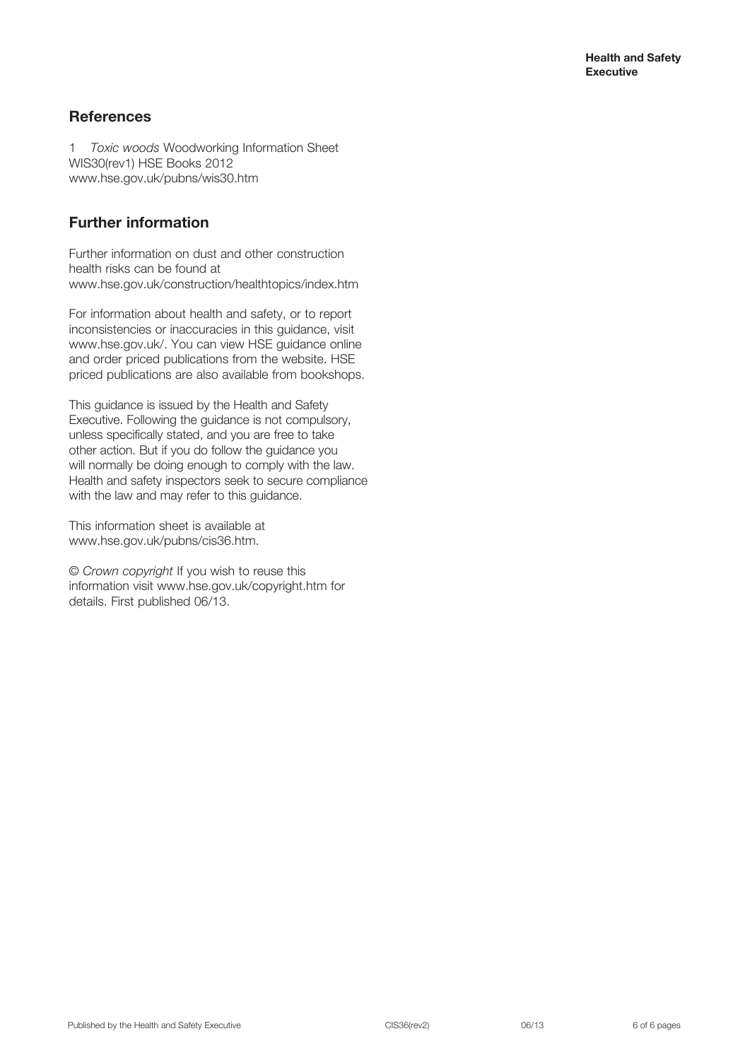## References

1 *Toxic woods* Woodworking Information Sheet WIS30(rev1) HSE Books 2012 www.hse.gov.uk/pubns/wis30.htm

## Further information

Further information on dust and other construction health risks can be found at www.hse.gov.uk/construction/healthtopics/index.htm

For information about health and safety, or to report inconsistencies or inaccuracies in this guidance, visit www.hse.gov.uk/. You can view HSE guidance online and order priced publications from the website. HSE priced publications are also available from bookshops.

This guidance is issued by the Health and Safety Executive. Following the guidance is not compulsory, unless specifically stated, and you are free to take other action. But if you do follow the guidance you will normally be doing enough to comply with the law. Health and safety inspectors seek to secure compliance with the law and may refer to this guidance.

This information sheet is available at www.hse.gov.uk/pubns/cis36.htm.

© *Crown copyright* If you wish to reuse this information visit www.hse.gov.uk/copyright.htm for details. First published 06/13.